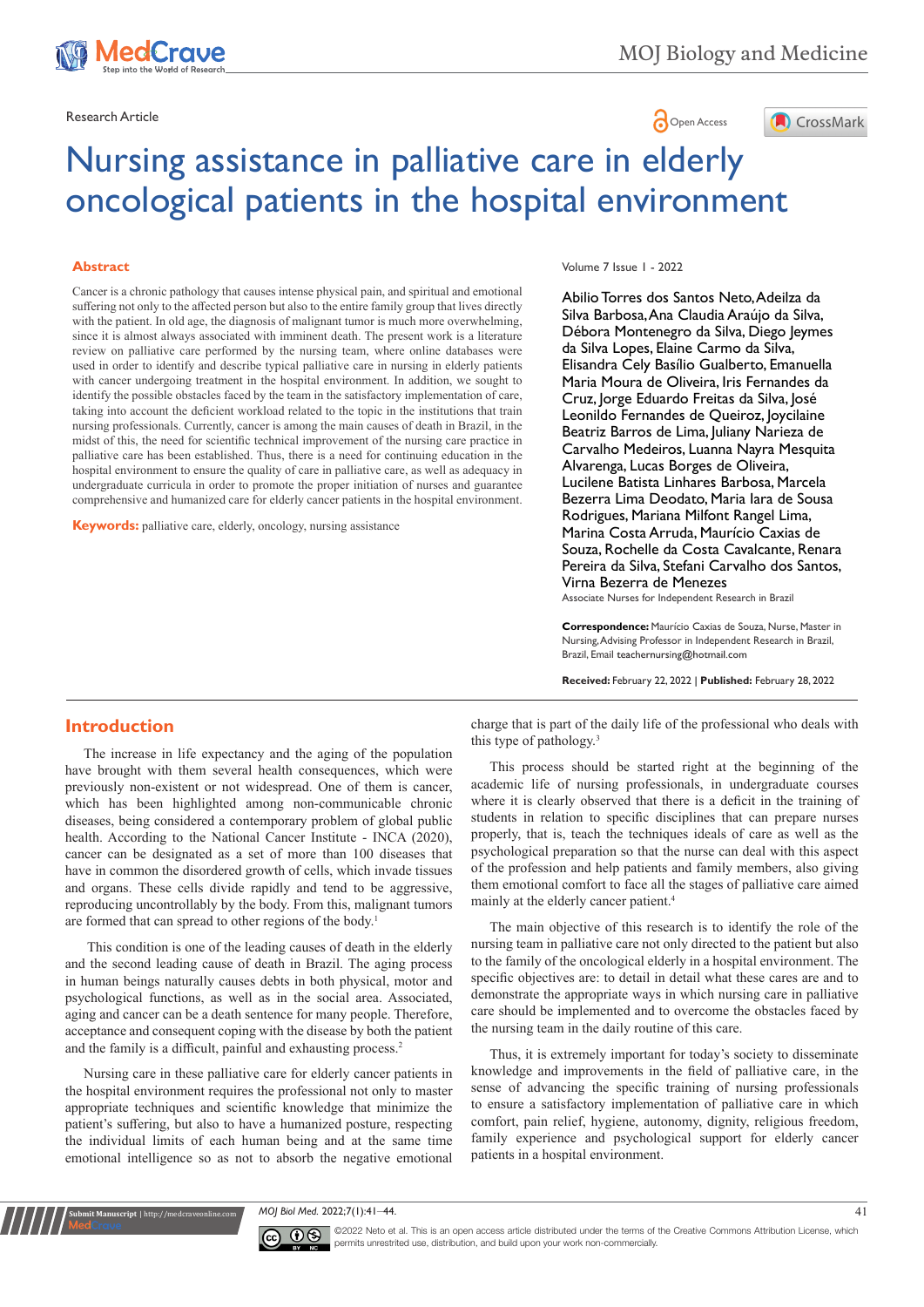Research Article

Open Access

# Nursing assistance in palliative care in elderly oncological patients in the hospital environment

## Abstract

Cancer is a chronic pathology that causes intense physical pain, and spiritual and emotional suffering not only to the affected person but also to the entire family group that lives directly with the patient. In old age, the diagnosis of malignant tumor is much more overwhelming, since it is almost always associated with imminent death. The present work is a literature review on palliative care performed by the nursing team, where online databases were used in order to identify and describe typical palliative care in nursing in elderly patients with cancer undergoing treatment in the hospital environment. In addition, we sought to identify the possible obstacles faced by the team in the satisfactory implementation of care, taking into account the deficient workload related to the topic in the institutions that train nursing professionals. Currently, cancer is among the main causes of death in Brazil, in the midst of this, the need for scientific technical improvement of the nursing care practice in palliative care has been established. Thus, there is a need for continuing education in the hospital environment to ensure the quality of care in palliative care, as well as adequacy in undergraduate curricula in order to promote the proper initiation of nurses and guarantee comprehensive and humanized care for elderly cancer patients in the hospital environment.

**Keywords:** palliative care, elderly, oncology, nursing assistance

Abilio Torres dos Santos Neto, Adeilza da Silva Barbosa, Ana Claudia Araújo da Silva, Débora Montenegro da Silva, Diego Jeymes da Silva Lopes, Elaine Carmo da Silva, Elisandra Cely Basílio Gualberto, Emanuella Maria Moura de Oliveira, Iris Fernandes da Cruz, Jorge Eduardo Freitas da Silva, José Leonildo Fernandes de Queiroz, Joycilaine Beatriz Barros de Lima, Juliany Narieza de Carvalho Medeiros, Luanna Nayra Mesquita Alvarenga, Lucas Borges de Oliveira, Lucilene Batista Linhares Barbosa, Marcela Bezerra Lima Deodato, Maria Iara de Sousa Rodrigues, Mariana Milfont Rangel Lima, Marina Costa Arruda, Maurício Caxias de Souza, Rochelle da Costa Cavalcante, Renara Pereira da Silva, Stefani Carvalho dos Santos, Virna Bezerra de Menezes

Associate Nurses for Independent Research in Brazil

**Correspondence:** Maurício Caxias de Souza, Nurse, Master in Nursing, Advising Professor in Independent Research in Brazil, Brazil, Email teachernursing@hotmail.com

**Received:** February 22, 2022 | **Published:** February 28, 2022

## Introduction

The increase in life expectancy and the aging of the population have brought with them several health consequences, which were previously non-existent or not widespread. One of them is cancer, which has been highlighted among non-communicable chronic diseases, being considered a contemporary problem of global public health. According to the National Cancer Institute - INCA (2020), cancer can be designated as a set of more than 100 diseases that have in common the disordered growth of cells, which invade tissues and organs. These cells divide rapidly and tend to be aggressive, reproducing uncontrollably by the body. From this, malignant tumors are formed that can spread to other regions of the body.[1]

This condition is one of the leading causes of death in the elderly and the second leading cause of death in Brazil. The aging process in human beings naturally causes debts in both physical, motor and psychological functions, as well as in the social area. Associated, aging and cancer can be a death sentence for many people. Therefore, acceptance and consequent coping with the disease by both the patient and the family is a difficult, painful and exhausting process.[2]

Nursing care in these palliative care for elderly cancer patients in the hospital environment requires the professional not only to master appropriate techniques and scientific knowledge that minimize the patient's suffering, but also to have a humanized posture, respecting the individual limits of each human being and at the same time emotional intelligence so as not to absorb the negative emotional charge that is part of the daily life of the professional who deals with this type of pathology.[3]

This process should be started right at the beginning of the academic life of nursing professionals, in undergraduate courses where it is clearly observed that there is a deficit in the training of students in relation to specific disciplines that can prepare nurses properly, that is, teach the techniques ideals of care as well as the psychological preparation so that the nurse can deal with this aspect of the profession and help patients and family members, also giving them emotional comfort to face all the stages of palliative care aimed mainly at the elderly cancer patient.[4]

The main objective of this research is to identify the role of the nursing team in palliative care not only directed to the patient but also to the family of the oncological elderly in a hospital environment. The specific objectives are: to detail in detail what these cares are and to demonstrate the appropriate ways in which nursing care in palliative care should be implemented and to overcome the obstacles faced by the nursing team in the daily routine of this care.

Thus, it is extremely important for today's society to disseminate knowledge and improvements in the field of palliative care, in the sense of advancing the specific training of nursing professionals to ensure a satisfactory implementation of palliative care in which comfort, pain relief, hygiene, autonomy, dignity, religious freedom, family experience and psychological support for elderly cancer patients in a hospital environment.

©2022 Neto et al. This is an open access article distributed under the terms of the Creative Commons Attribution License, which permits unrestricted use, distribution, and build upon your work non-commercially.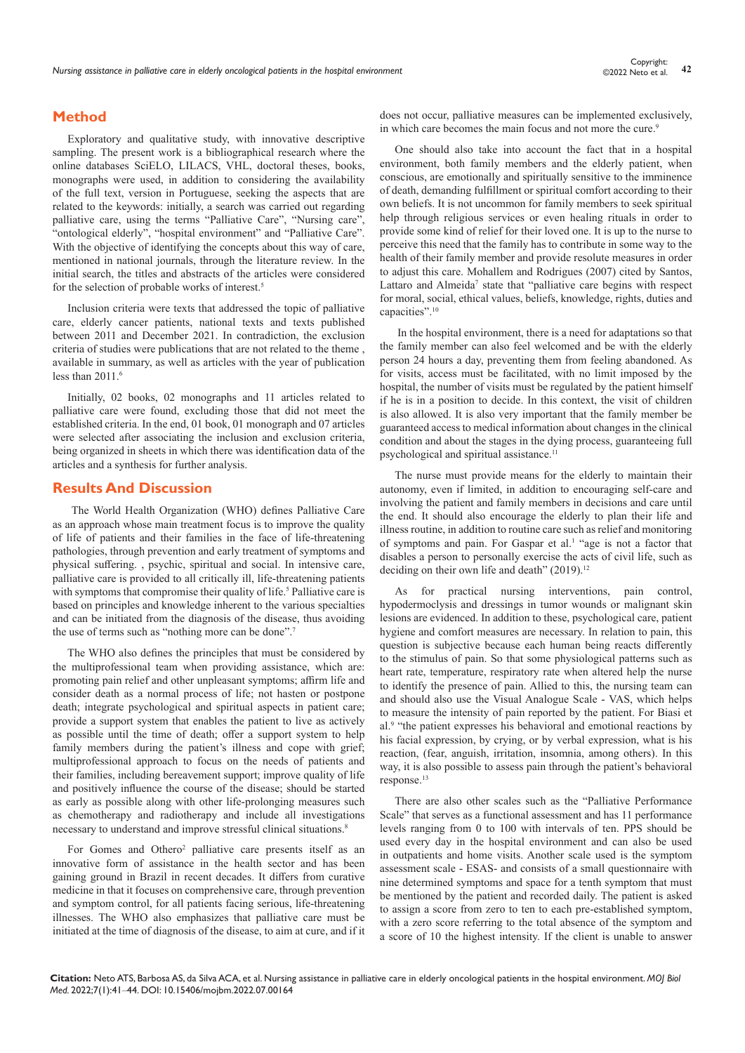## Method

Exploratory and qualitative study, with innovative descriptive sampling. The present work is a bibliographical research where the online databases SciELO, LILACS, VHL, doctoral theses, books, monographs were used, in addition to considering the availability of the full text, version in Portuguese, seeking the aspects that are related to the keywords: initially, a search was carried out regarding palliative care, using the terms "Palliative Care", "Nursing care", "ontological elderly", "hospital environment" and "Palliative Care". With the objective of identifying the concepts about this way of care, mentioned in national journals, through the literature review. In the initial search, the titles and abstracts of the articles were considered for the selection of probable works of interest.[5]

Inclusion criteria were texts that addressed the topic of palliative care, elderly cancer patients, national texts and texts published between 2011 and December 2021. In contradiction, the exclusion criteria of studies were publications that are not related to the theme , available in summary, as well as articles with the year of publication less than 2011.[6]

Initially, 02 books, 02 monographs and 11 articles related to palliative care were found, excluding those that did not meet the established criteria. In the end, 01 book, 01 monograph and 07 articles were selected after associating the inclusion and exclusion criteria, being organized in sheets in which there was identification data of the articles and a synthesis for further analysis.

## Results And Discussion

The World Health Organization (WHO) defines Palliative Care as an approach whose main treatment focus is to improve the quality of life of patients and their families in the face of life-threatening pathologies, through prevention and early treatment of symptoms and physical suffering. , psychic, spiritual and social. In intensive care, palliative care is provided to all critically ill, life-threatening patients with symptoms that compromise their quality of life.[5] Palliative care is based on principles and knowledge inherent to the various specialties and can be initiated from the diagnosis of the disease, thus avoiding the use of terms such as "nothing more can be done".[7]

The WHO also defines the principles that must be considered by the multiprofessional team when providing assistance, which are: promoting pain relief and other unpleasant symptoms; affirm life and consider death as a normal process of life; not hasten or postpone death; integrate psychological and spiritual aspects in patient care; provide a support system that enables the patient to live as actively as possible until the time of death; offer a support system to help family members during the patient's illness and cope with grief; multiprofessional approach to focus on the needs of patients and their families, including bereavement support; improve quality of life and positively influence the course of the disease; should be started as early as possible along with other life-prolonging measures such as chemotherapy and radiotherapy and include all investigations necessary to understand and improve stressful clinical situations.[8]

For Gomes and Othero[2] palliative care presents itself as an innovative form of assistance in the health sector and has been gaining ground in Brazil in recent decades. It differs from curative medicine in that it focuses on comprehensive care, through prevention and symptom control, for all patients facing serious, life-threatening illnesses. The WHO also emphasizes that palliative care must be initiated at the time of diagnosis of the disease, to aim at cure, and if it does not occur, palliative measures can be implemented exclusively, in which care becomes the main focus and not more the cure.[9]

One should also take into account the fact that in a hospital environment, both family members and the elderly patient, when conscious, are emotionally and spiritually sensitive to the imminence of death, demanding fulfillment or spiritual comfort according to their own beliefs. It is not uncommon for family members to seek spiritual help through religious services or even healing rituals in order to provide some kind of relief for their loved one. It is up to the nurse to perceive this need that the family has to contribute in some way to the health of their family member and provide resolute measures in order to adjust this care. Mohallem and Rodrigues (2007) cited by Santos, Lattaro and Almeida[7] state that "palliative care begins with respect for moral, social, ethical values, beliefs, knowledge, rights, duties and capacities".[10]

In the hospital environment, there is a need for adaptations so that the family member can also feel welcomed and be with the elderly person 24 hours a day, preventing them from feeling abandoned. As for visits, access must be facilitated, with no limit imposed by the hospital, the number of visits must be regulated by the patient himself if he is in a position to decide. In this context, the visit of children is also allowed. It is also very important that the family member be guaranteed access to medical information about changes in the clinical condition and about the stages in the dying process, guaranteeing full psychological and spiritual assistance.[11]

The nurse must provide means for the elderly to maintain their autonomy, even if limited, in addition to encouraging self-care and involving the patient and family members in decisions and care until the end. It should also encourage the elderly to plan their life and illness routine, in addition to routine care such as relief and monitoring of symptoms and pain. For Gaspar et al.[1] "age is not a factor that disables a person to personally exercise the acts of civil life, such as deciding on their own life and death" (2019).[12]

As for practical nursing interventions, pain control, hypodermoclysis and dressings in tumor wounds or malignant skin lesions are evidenced. In addition to these, psychological care, patient hygiene and comfort measures are necessary. In relation to pain, this question is subjective because each human being reacts differently to the stimulus of pain. So that some physiological patterns such as heart rate, temperature, respiratory rate when altered help the nurse to identify the presence of pain. Allied to this, the nursing team can and should also use the Visual Analogue Scale - VAS, which helps to measure the intensity of pain reported by the patient. For Biasi et al.[9] "the patient expresses his behavioral and emotional reactions by his facial expression, by crying, or by verbal expression, what is his reaction, (fear, anguish, irritation, insomnia, among others). In this way, it is also possible to assess pain through the patient's behavioral response.[13]

There are also other scales such as the "Palliative Performance Scale" that serves as a functional assessment and has 11 performance levels ranging from 0 to 100 with intervals of ten. PPS should be used every day in the hospital environment and can also be used in outpatients and home visits. Another scale used is the symptom assessment scale - ESAS- and consists of a small questionnaire with nine determined symptoms and space for a tenth symptom that must be mentioned by the patient and recorded daily. The patient is asked to assign a score from zero to ten to each pre-established symptom, with a zero score referring to the total absence of the symptom and a score of 10 the highest intensity. If the client is unable to answer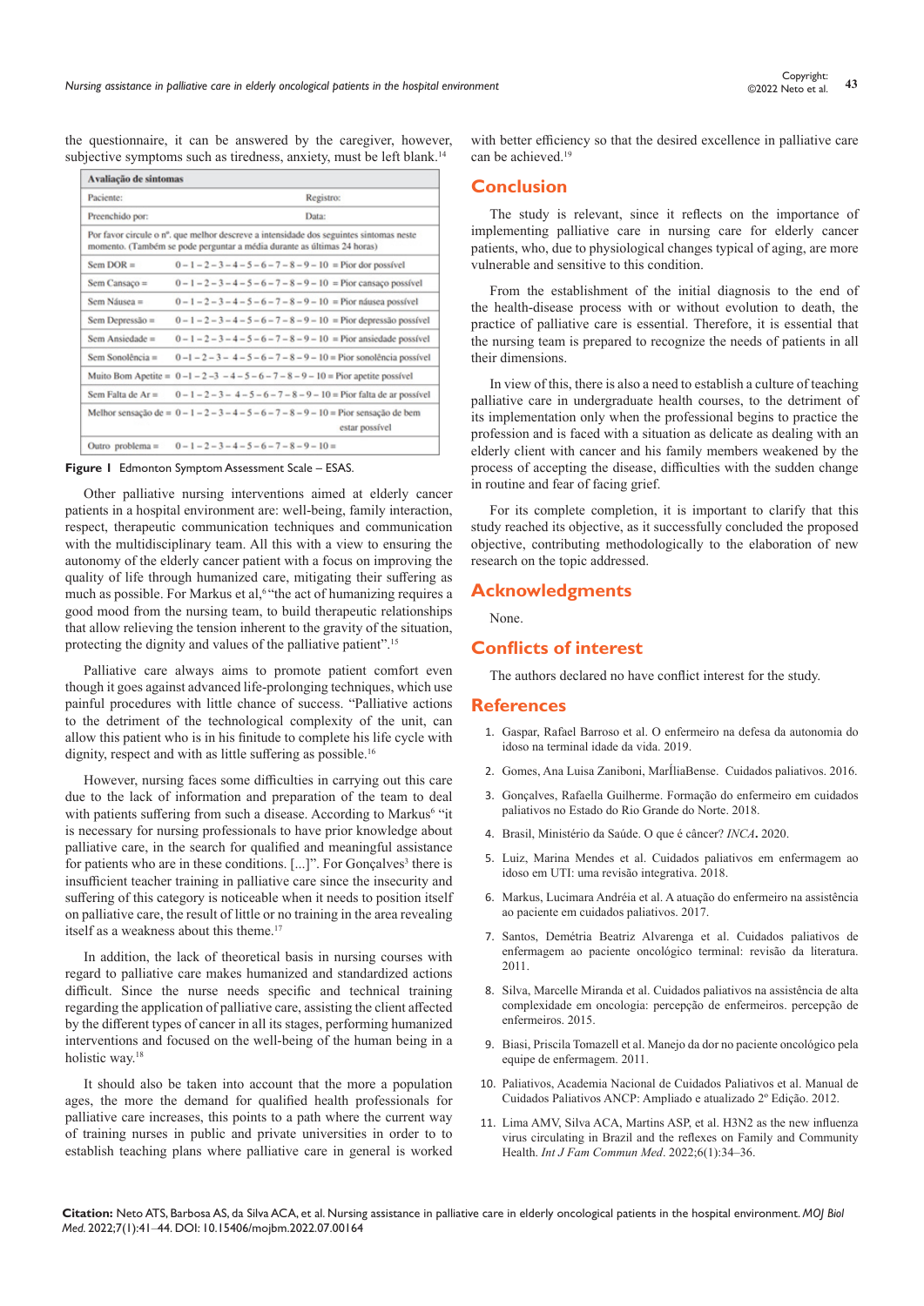the questionnaire, it can be answered by the caregiver, however, subjective symptoms such as tiredness, anxiety, must be left blank.[14]

| Avaliação de sintomas | |
|---|---|
| Paciente: | Registro: |
| Preenchido por: | Data: |
| Por favor circule o nº. que melhor descreve a intensidade dos seguintes sintomas neste momento. (Também se pode perguntar a média durante as últimas 24 horas) | |
| Sem DOR = | 0 – 1 – 2 – 3 – 4 – 5 – 6 – 7 – 8 – 9 – 10 = Pior dor possível |
| Sem Cansaço = | 0 – 1 – 2 – 3 – 4 – 5 – 6 – 7 – 8 – 9 – 10 = Pior cansaço possível |
| Sem Náusea = | 0 – 1 – 2 – 3 – 4 – 5 – 6 – 7 – 8 – 9 – 10 = Pior náusea possível |
| Sem Depressão = | 0 – 1 – 2 – 3 – 4 – 5 – 6 – 7 – 8 – 9 – 10 = Pior depressão possível |
| Sem Ansiedade = | 0 – 1 – 2 – 3 – 4 – 5 – 6 – 7 – 8 – 9 – 10 = Pior ansiedade possível |
| Sem Sonolência = | 0 –1 – 2 – 3 – 4 – 5 – 6 – 7 – 8 – 9 – 10 = Pior sonolência possível |
| Muito Bom Apetite = | 0 –1 – 2 –3 – 4 – 5 – 6 – 7 – 8 – 9 – 10 = Pior apetite possível |
| Sem Falta de Ar = | 0 – 1 – 2 – 3 – 4 – 5 – 6 – 7 – 8 – 9 – 10 = Pior falta de ar possível |
| Melhor sensação de = | 0 – 1 – 2 – 3 – 4 – 5 – 6 – 7 – 8 – 9 – 10 = Pior sensação de bem estar possível |
| Outro problema = | 0 – 1 – 2 – 3 – 4 – 5 – 6 – 7 – 8 – 9 – 10 = |

**Figure 1** Edmonton Symptom Assessment Scale – ESAS.

Other palliative nursing interventions aimed at elderly cancer patients in a hospital environment are: well-being, family interaction, respect, therapeutic communication techniques and communication with the multidisciplinary team. All this with a view to ensuring the autonomy of the elderly cancer patient with a focus on improving the quality of life through humanized care, mitigating their suffering as much as possible. For Markus et al,[6] "the act of humanizing requires a good mood from the nursing team, to build therapeutic relationships that allow relieving the tension inherent to the gravity of the situation, protecting the dignity and values of the palliative patient".[15]

Palliative care always aims to promote patient comfort even though it goes against advanced life-prolonging techniques, which use painful procedures with little chance of success. "Palliative actions to the detriment of the technological complexity of the unit, can allow this patient who is in his finitude to complete his life cycle with dignity, respect and with as little suffering as possible.[16]

However, nursing faces some difficulties in carrying out this care due to the lack of information and preparation of the team to deal with patients suffering from such a disease. According to Markus[6] "it is necessary for nursing professionals to have prior knowledge about palliative care, in the search for qualified and meaningful assistance for patients who are in these conditions. [...]". For Gonçalves[3] there is insufficient teacher training in palliative care since the insecurity and suffering of this category is noticeable when it needs to position itself on palliative care, the result of little or no training in the area revealing itself as a weakness about this theme.[17]

In addition, the lack of theoretical basis in nursing courses with regard to palliative care makes humanized and standardized actions difficult. Since the nurse needs specific and technical training regarding the application of palliative care, assisting the client affected by the different types of cancer in all its stages, performing humanized interventions and focused on the well-being of the human being in a holistic way.[18]

It should also be taken into account that the more a population ages, the more the demand for qualified health professionals for palliative care increases, this points to a path where the current way of training nurses in public and private universities in order to to establish teaching plans where palliative care in general is worked with better efficiency so that the desired excellence in palliative care can be achieved.[19]

## Conclusion

The study is relevant, since it reflects on the importance of implementing palliative care in nursing care for elderly cancer patients, who, due to physiological changes typical of aging, are more vulnerable and sensitive to this condition.

From the establishment of the initial diagnosis to the end of the health-disease process with or without evolution to death, the practice of palliative care is essential. Therefore, it is essential that the nursing team is prepared to recognize the needs of patients in all their dimensions.

In view of this, there is also a need to establish a culture of teaching palliative care in undergraduate health courses, to the detriment of its implementation only when the professional begins to practice the profession and is faced with a situation as delicate as dealing with an elderly client with cancer and his family members weakened by the process of accepting the disease, difficulties with the sudden change in routine and fear of facing grief.

For its complete completion, it is important to clarify that this study reached its objective, as it successfully concluded the proposed objective, contributing methodologically to the elaboration of new research on the topic addressed.

## Acknowledgments

None.

## Conflicts of interest

The authors declared no have conflict interest for the study.

## References

1. Gaspar, Rafael Barroso et al. O enfermeiro na defesa da autonomia do idoso na terminal idade da vida. 2019.
2. Gomes, Ana Luisa Zaniboni, MarÍliaBense. Cuidados paliativos. 2016.
3. Gonçalves, Rafaella Guilherme. Formação do enfermeiro em cuidados paliativos no Estado do Rio Grande do Norte. 2018.
4. Brasil, Ministério da Saúde. O que é câncer? *INCA*. 2020.
5. Luiz, Marina Mendes et al. Cuidados paliativos em enfermagem ao idoso em UTI: uma revisão integrativa. 2018.
6. Markus, Lucimara Andréia et al. A atuação do enfermeiro na assistência ao paciente em cuidados paliativos. 2017.
7. Santos, Demétria Beatriz Alvarenga et al. Cuidados paliativos de enfermagem ao paciente oncológico terminal: revisão da literatura. 2011.
8. Silva, Marcelle Miranda et al. Cuidados paliativos na assistência de alta complexidade em oncologia: percepção de enfermeiros. percepção de enfermeiros. 2015.
9. Biasi, Priscila Tomazell et al. Manejo da dor no paciente oncológico pela equipe de enfermagem. 2011.
10. Paliativos, Academia Nacional de Cuidados Paliativos et al. Manual de Cuidados Paliativos ANCP: Ampliado e atualizado 2º Edição. 2012.
11. Lima AMV, Silva ACA, Martins ASP, et al. H3N2 as the new influenza virus circulating in Brazil and the reflexes on Family and Community Health. *Int J Fam Commun Med*. 2022;6(1):34–36.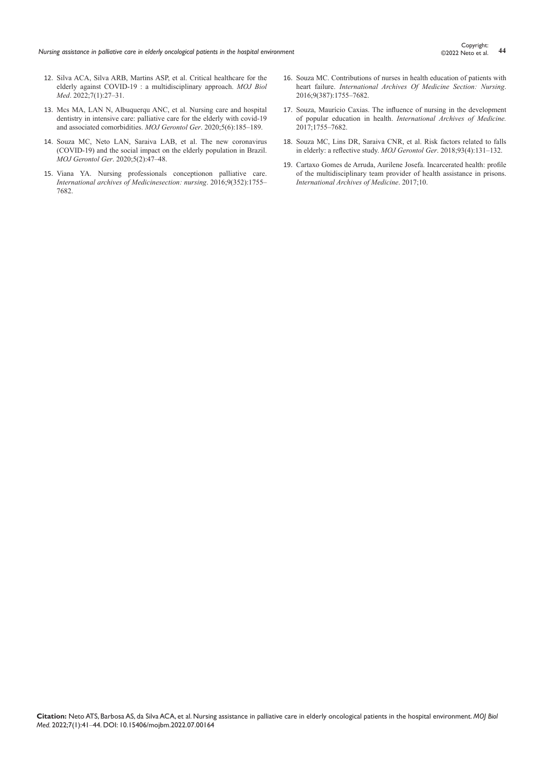12. Silva ACA, Silva ARB, Martins ASP, et al. Critical healthcare for the elderly against COVID-19 : a multidisciplinary approach. *MOJ Biol Med*. 2022;7(1):27–31.

13. Mcs MA, LAN N, Albuquerqu ANC, et al. Nursing care and hospital dentistry in intensive care: palliative care for the elderly with covid-19 and associated comorbidities. *MOJ Gerontol Ger*. 2020;5(6):185–189.

14. Souza MC, Neto LAN, Saraiva LAB, et al. The new coronavirus (COVID-19) and the social impact on the elderly population in Brazil. *MOJ Gerontol Ger*. 2020;5(2):47–48.

15. Viana YA. Nursing professionals conceptionon palliative care. *International archives of Medicinesection: nursing*. 2016;9(352):1755–7682.

16. Souza MC. Contributions of nurses in health education of patients with heart failure. *International Archives Of Medicine Section: Nursing*. 2016;9(387):1755–7682.

17. Souza, Maurício Caxias. The influence of nursing in the development of popular education in health. *International Archives of Medicine.* 2017;1755–7682.

18. Souza MC, Lins DR, Saraiva CNR, et al. Risk factors related to falls in elderly: a reflective study. *MOJ Gerontol Ger*. 2018;93(4):131–132.

19. Cartaxo Gomes de Arruda, Aurilene Josefa. Incarcerated health: profile of the multidisciplinary team provider of health assistance in prisons. *International Archives of Medicine*. 2017;10.